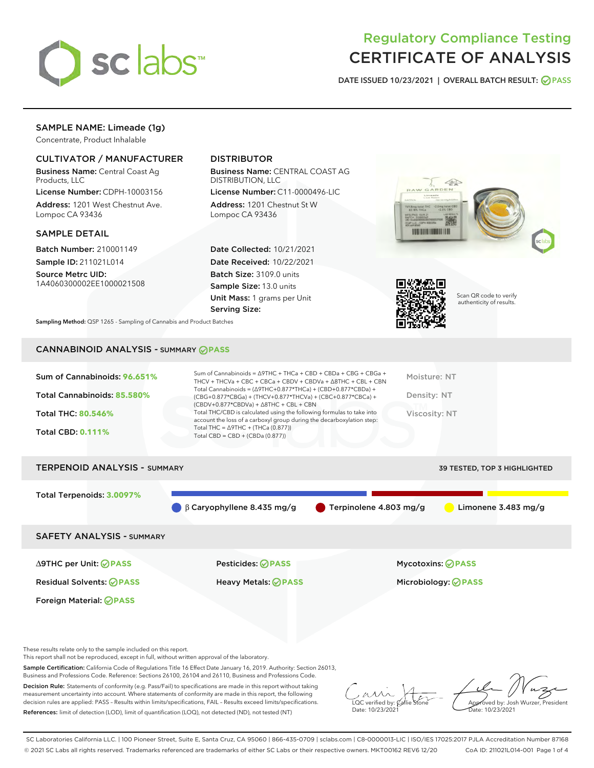# Regulatory Compliance Testing
# CERTIFICATE OF ANALYSIS

DATE ISSUED 10/23/2021 | OVERALL BATCH RESULT: PASS

## SAMPLE NAME: Limeade (1g)

Concentrate, Product Inhalable

### CULTIVATOR / MANUFACTURER

**Business Name:** Central Coast Ag Products, LLC

**License Number:** CDPH-10003156

**Address:** 1201 West Chestnut Ave. Lompoc CA 93436

### DISTRIBUTOR

**Business Name:** CENTRAL COAST AG DISTRIBUTION, LLC

**License Number:** C11-0000496-LIC

**Address:** 1201 Chestnut St W Lompoc CA 93436

### SAMPLE DETAIL

**Batch Number:** 210001149

**Sample ID:** 211021L014

**Source Metrc UID:** 1A4060300002EE1000021508

**Date Collected:** 10/21/2021

**Date Received:** 10/22/2021

**Batch Size:** 3109.0 units

**Sample Size:** 13.0 units

**Unit Mass:** 1 grams per Unit

**Serving Size:**

Scan QR code to verify authenticity of results.

**Sampling Method:** QSP 1265 - Sampling of Cannabis and Product Batches

## CANNABINOID ANALYSIS - SUMMARY PASS

Sum of Cannabinoids: **96.651%**

Total Cannabinoids: **85.580%**

Total THC: **80.546%**

Total CBD: **0.111%**

Sum of Cannabinoids = Δ9THC + THCa + CBD + CBDa + CBG + CBGa + THCV + THCVa + CBC + CBCa + CBDV + CBDVa + Δ8THC + CBL + CBN
Total Cannabinoids = (Δ9THC+0.877*THCa) + (CBD+0.877*CBDa) + (CBG+0.877*CBGa) + (THCV+0.877*THCVa) + (CBC+0.877*CBCa) + (CBDV+0.877*CBDVa) + Δ8THC + CBL + CBN
Total THC/CBD is calculated using the following formulas to take into account the loss of a carboxyl group during the decarboxylation step:
Total THC = Δ9THC + (THCa (0.877))
Total CBD = CBD + (CBDa (0.877))

Moisture: NT

Density: NT

Viscosity: NT

## TERPENOID ANALYSIS - SUMMARY

39 TESTED, TOP 3 HIGHLIGHTED

Total Terpenoids: **3.0097%**

β Caryophyllene 8.435 mg/g | Terpinolene 4.803 mg/g | Limonene 3.483 mg/g

## SAFETY ANALYSIS - SUMMARY

| | | |
|---|---|---|
| Δ9THC per Unit: PASS | Pesticides: PASS | Mycotoxins: PASS |
| Residual Solvents: PASS | Heavy Metals: PASS | Microbiology: PASS |
| Foreign Material: PASS | | |

These results relate only to the sample included on this report.
This report shall not be reproduced, except in full, without written approval of the laboratory.

**Sample Certification:** California Code of Regulations Title 16 Effect Date January 16, 2019. Authority: Section 26013, Business and Professions Code. Reference: Sections 26100, 26104 and 26110, Business and Professions Code.

**Decision Rule:** Statements of conformity (e.g. Pass/Fail) to specifications are made in this report without taking measurement uncertainty into account. Where statements of conformity are made in this report, the following decision rules are applied: PASS – Results within limits/specifications, FAIL – Results exceed limits/specifications.

**References:** limit of detection (LOD), limit of quantification (LOQ), not detected (ND), not tested (NT)

LQC verified by: Callie Stone
Date: 10/23/2021

Approved by: Josh Wurzer, President
Date: 10/23/2021

SC Laboratories California LLC. | 100 Pioneer Street, Suite E, Santa Cruz, CA 95060 | 866-435-0709 | sclabs.com | C8-0000013-LIC | ISO/IES 17025:2017 PJLA Accreditation Number 87168
© 2021 SC Labs all rights reserved. Trademarks referenced are trademarks of either SC Labs or their respective owners. MKT00162 REV6 12/20 CoA ID: 211021L014-001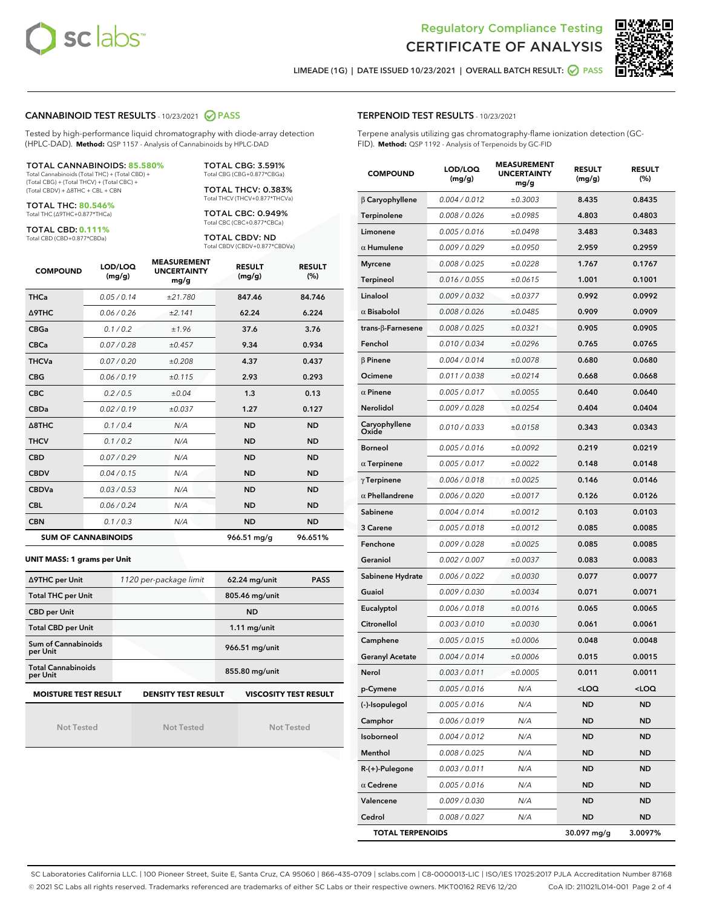# Regulatory Compliance Testing
# CERTIFICATE OF ANALYSIS

LIMEADE (1G) | DATE ISSUED 10/23/2021 | OVERALL BATCH RESULT: PASS

## CANNABINOID TEST RESULTS - 10/23/2021 PASS

Tested by high-performance liquid chromatography with diode-array detection (HPLC-DAD). **Method:** QSP 1157 - Analysis of Cannabinoids by HPLC-DAD

**TOTAL CANNABINOIDS: 85.580%**
Total Cannabinoids (Total THC) + (Total CBD) + (Total CBG) + (Total THCV) + (Total CBC) + (Total CBDV) + Δ8THC + CBL + CBN

**TOTAL THC: 80.546%**
Total THC (Δ9THC+0.877*THCa)

**TOTAL CBD: 0.111%**
Total CBD (CBD+0.877*CBDa)

**TOTAL CBG: 3.591%**
Total CBG (CBG+0.877*CBGa)

**TOTAL THCV: 0.383%**
Total THCV (THCV+0.877*THCVa)

**TOTAL CBC: 0.949%**
Total CBC (CBC+0.877*CBCa)

**TOTAL CBDV: ND**
Total CBDV (CBDV+0.877*CBDVa)

| COMPOUND | LOD/LOQ (mg/g) | MEASUREMENT UNCERTAINTY mg/g | RESULT (mg/g) | RESULT (%) |
|---|---|---|---|---|
| THCa | 0.05 / 0.14 | ±21.780 | 847.46 | 84.746 |
| Δ9THC | 0.06 / 0.26 | ±2.141 | 62.24 | 6.224 |
| CBGa | 0.1 / 0.2 | ±1.96 | 37.6 | 3.76 |
| CBCa | 0.07 / 0.28 | ±0.457 | 9.34 | 0.934 |
| THCVa | 0.07 / 0.20 | ±0.208 | 4.37 | 0.437 |
| CBG | 0.06 / 0.19 | ±0.115 | 2.93 | 0.293 |
| CBC | 0.2 / 0.5 | ±0.04 | 1.3 | 0.13 |
| CBDa | 0.02 / 0.19 | ±0.037 | 1.27 | 0.127 |
| Δ8THC | 0.1 / 0.4 | N/A | ND | ND |
| THCV | 0.1 / 0.2 | N/A | ND | ND |
| CBD | 0.07 / 0.29 | N/A | ND | ND |
| CBDV | 0.04 / 0.15 | N/A | ND | ND |
| CBDVa | 0.03 / 0.53 | N/A | ND | ND |
| CBL | 0.06 / 0.24 | N/A | ND | ND |
| CBN | 0.1 / 0.3 | N/A | ND | ND |
| **SUM OF CANNABINOIDS** | | | **966.51 mg/g** | **96.651%** |

**UNIT MASS: 1 grams per Unit**

| | | | |
|---|---|---|---|
| Δ9THC per Unit | 1120 per-package limit | 62.24 mg/unit | PASS |
| Total THC per Unit | | 805.46 mg/unit | |
| CBD per Unit | | ND | |
| Total CBD per Unit | | 1.11 mg/unit | |
| Sum of Cannabinoids per Unit | | 966.51 mg/unit | |
| Total Cannabinoids per Unit | | 855.80 mg/unit | |

| MOISTURE TEST RESULT | DENSITY TEST RESULT | VISCOSITY TEST RESULT |
|---|---|---|
| Not Tested | Not Tested | Not Tested |

## TERPENOID TEST RESULTS - 10/23/2021

Terpene analysis utilizing gas chromatography-flame ionization detection (GC-FID). **Method:** QSP 1192 - Analysis of Terpenoids by GC-FID

| COMPOUND | LOD/LOQ (mg/g) | MEASUREMENT UNCERTAINTY mg/g | RESULT (mg/g) | RESULT (%) |
|---|---|---|---|---|
| β Caryophyllene | 0.004 / 0.012 | ±0.3003 | 8.435 | 0.8435 |
| Terpinolene | 0.008 / 0.026 | ±0.0985 | 4.803 | 0.4803 |
| Limonene | 0.005 / 0.016 | ±0.0498 | 3.483 | 0.3483 |
| α Humulene | 0.009 / 0.029 | ±0.0950 | 2.959 | 0.2959 |
| Myrcene | 0.008 / 0.025 | ±0.0228 | 1.767 | 0.1767 |
| Terpineol | 0.016 / 0.055 | ±0.0615 | 1.001 | 0.1001 |
| Linalool | 0.009 / 0.032 | ±0.0377 | 0.992 | 0.0992 |
| α Bisabolol | 0.008 / 0.026 | ±0.0485 | 0.909 | 0.0909 |
| trans-β-Farnesene | 0.008 / 0.025 | ±0.0321 | 0.905 | 0.0905 |
| Fenchol | 0.010 / 0.034 | ±0.0296 | 0.765 | 0.0765 |
| β Pinene | 0.004 / 0.014 | ±0.0078 | 0.680 | 0.0680 |
| Ocimene | 0.011 / 0.038 | ±0.0214 | 0.668 | 0.0668 |
| α Pinene | 0.005 / 0.017 | ±0.0055 | 0.640 | 0.0640 |
| Nerolidol | 0.009 / 0.028 | ±0.0254 | 0.404 | 0.0404 |
| Caryophyllene Oxide | 0.010 / 0.033 | ±0.0158 | 0.343 | 0.0343 |
| Borneol | 0.005 / 0.016 | ±0.0092 | 0.219 | 0.0219 |
| α Terpinene | 0.005 / 0.017 | ±0.0022 | 0.148 | 0.0148 |
| γ Terpinene | 0.006 / 0.018 | ±0.0025 | 0.146 | 0.0146 |
| α Phellandrene | 0.006 / 0.020 | ±0.0017 | 0.126 | 0.0126 |
| Sabinene | 0.004 / 0.014 | ±0.0012 | 0.103 | 0.0103 |
| 3 Carene | 0.005 / 0.018 | ±0.0012 | 0.085 | 0.0085 |
| Fenchone | 0.009 / 0.028 | ±0.0025 | 0.085 | 0.0085 |
| Geraniol | 0.002 / 0.007 | ±0.0037 | 0.083 | 0.0083 |
| Sabinene Hydrate | 0.006 / 0.022 | ±0.0030 | 0.077 | 0.0077 |
| Guaiol | 0.009 / 0.030 | ±0.0034 | 0.071 | 0.0071 |
| Eucalyptol | 0.006 / 0.018 | ±0.0016 | 0.065 | 0.0065 |
| Citronellol | 0.003 / 0.010 | ±0.0030 | 0.061 | 0.0061 |
| Camphene | 0.005 / 0.015 | ±0.0006 | 0.048 | 0.0048 |
| Geranyl Acetate | 0.004 / 0.014 | ±0.0006 | 0.015 | 0.0015 |
| Nerol | 0.003 / 0.011 | ±0.0005 | 0.011 | 0.0011 |
| p-Cymene | 0.005 / 0.016 | N/A | <LOQ | <LOQ |
| (-)-Isopulegol | 0.005 / 0.016 | N/A | ND | ND |
| Camphor | 0.006 / 0.019 | N/A | ND | ND |
| Isoborneol | 0.004 / 0.012 | N/A | ND | ND |
| Menthol | 0.008 / 0.025 | N/A | ND | ND |
| R-(+)-Pulegone | 0.003 / 0.011 | N/A | ND | ND |
| α Cedrene | 0.005 / 0.016 | N/A | ND | ND |
| Valencene | 0.009 / 0.030 | N/A | ND | ND |
| Cedrol | 0.008 / 0.027 | N/A | ND | ND |
| **TOTAL TERPENOIDS** | | | **30.097 mg/g** | **3.0097%** |

SC Laboratories California LLC. | 100 Pioneer Street, Suite E, Santa Cruz, CA 95060 | 866-435-0709 | sclabs.com | C8-0000013-LIC | ISO/IES 17025:2017 PJLA Accreditation Number 87168
© 2021 SC Labs all rights reserved. Trademarks referenced are trademarks of either SC Labs or their respective owners. MKT00162 REV6 12/20 CoA ID: 211021L014-001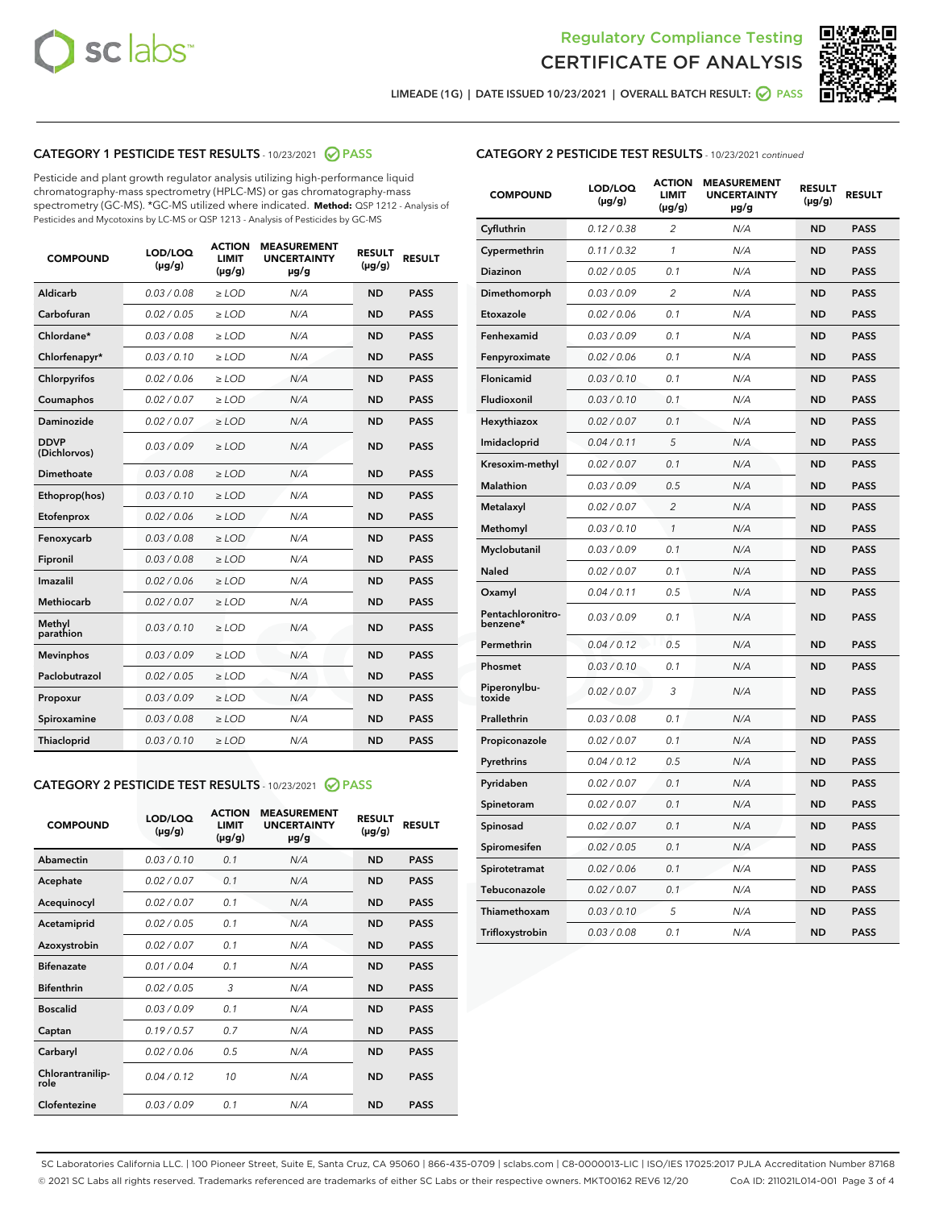Regulatory Compliance Testing

# CERTIFICATE OF ANALYSIS

LIMEADE (1G) | DATE ISSUED 10/23/2021 | OVERALL BATCH RESULT: PASS

## CATEGORY 1 PESTICIDE TEST RESULTS - 10/23/2021 PASS

Pesticide and plant growth regulator analysis utilizing high-performance liquid chromatography-mass spectrometry (HPLC-MS) or gas chromatography-mass spectrometry (GC-MS). *GC-MS utilized where indicated. **Method:** QSP 1212 - Analysis of Pesticides and Mycotoxins by LC-MS or QSP 1213 - Analysis of Pesticides by GC-MS

| COMPOUND | LOD/LOQ (µg/g) | ACTION LIMIT (µg/g) | MEASUREMENT UNCERTAINTY µg/g | RESULT (µg/g) | RESULT |
|---|---|---|---|---|---|
| Aldicarb | 0.03 / 0.08 | ≥ LOD | N/A | ND | PASS |
| Carbofuran | 0.02 / 0.05 | ≥ LOD | N/A | ND | PASS |
| Chlordane* | 0.03 / 0.08 | ≥ LOD | N/A | ND | PASS |
| Chlorfenapyr* | 0.03 / 0.10 | ≥ LOD | N/A | ND | PASS |
| Chlorpyrifos | 0.02 / 0.06 | ≥ LOD | N/A | ND | PASS |
| Coumaphos | 0.02 / 0.07 | ≥ LOD | N/A | ND | PASS |
| Daminozide | 0.02 / 0.07 | ≥ LOD | N/A | ND | PASS |
| DDVP (Dichlorvos) | 0.03 / 0.09 | ≥ LOD | N/A | ND | PASS |
| Dimethoate | 0.03 / 0.08 | ≥ LOD | N/A | ND | PASS |
| Ethoprop(hos) | 0.03 / 0.10 | ≥ LOD | N/A | ND | PASS |
| Etofenprox | 0.02 / 0.06 | ≥ LOD | N/A | ND | PASS |
| Fenoxycarb | 0.03 / 0.08 | ≥ LOD | N/A | ND | PASS |
| Fipronil | 0.03 / 0.08 | ≥ LOD | N/A | ND | PASS |
| Imazalil | 0.02 / 0.06 | ≥ LOD | N/A | ND | PASS |
| Methiocarb | 0.02 / 0.07 | ≥ LOD | N/A | ND | PASS |
| Methyl parathion | 0.03 / 0.10 | ≥ LOD | N/A | ND | PASS |
| Mevinphos | 0.03 / 0.09 | ≥ LOD | N/A | ND | PASS |
| Paclobutrazol | 0.02 / 0.05 | ≥ LOD | N/A | ND | PASS |
| Propoxur | 0.03 / 0.09 | ≥ LOD | N/A | ND | PASS |
| Spiroxamine | 0.03 / 0.08 | ≥ LOD | N/A | ND | PASS |
| Thiacloprid | 0.03 / 0.10 | ≥ LOD | N/A | ND | PASS |

## CATEGORY 2 PESTICIDE TEST RESULTS - 10/23/2021 PASS

| COMPOUND | LOD/LOQ (µg/g) | ACTION LIMIT (µg/g) | MEASUREMENT UNCERTAINTY µg/g | RESULT (µg/g) | RESULT |
|---|---|---|---|---|---|
| Abamectin | 0.03 / 0.10 | 0.1 | N/A | ND | PASS |
| Acephate | 0.02 / 0.07 | 0.1 | N/A | ND | PASS |
| Acequinocyl | 0.02 / 0.07 | 0.1 | N/A | ND | PASS |
| Acetamiprid | 0.02 / 0.05 | 0.1 | N/A | ND | PASS |
| Azoxystrobin | 0.02 / 0.07 | 0.1 | N/A | ND | PASS |
| Bifenazate | 0.01 / 0.04 | 0.1 | N/A | ND | PASS |
| Bifenthrin | 0.02 / 0.05 | 3 | N/A | ND | PASS |
| Boscalid | 0.03 / 0.09 | 0.1 | N/A | ND | PASS |
| Captan | 0.19 / 0.57 | 0.7 | N/A | ND | PASS |
| Carbaryl | 0.02 / 0.06 | 0.5 | N/A | ND | PASS |
| Chlorantraniliprole | 0.04 / 0.12 | 10 | N/A | ND | PASS |
| Clofentezine | 0.03 / 0.09 | 0.1 | N/A | ND | PASS |
| Cyfluthrin | 0.12 / 0.38 | 2 | N/A | ND | PASS |
| Cypermethrin | 0.11 / 0.32 | 1 | N/A | ND | PASS |
| Diazinon | 0.02 / 0.05 | 0.1 | N/A | ND | PASS |
| Dimethomorph | 0.03 / 0.09 | 2 | N/A | ND | PASS |
| Etoxazole | 0.02 / 0.06 | 0.1 | N/A | ND | PASS |
| Fenhexamid | 0.03 / 0.09 | 0.1 | N/A | ND | PASS |
| Fenpyroximate | 0.02 / 0.06 | 0.1 | N/A | ND | PASS |
| Flonicamid | 0.03 / 0.10 | 0.1 | N/A | ND | PASS |
| Fludioxonil | 0.03 / 0.10 | 0.1 | N/A | ND | PASS |
| Hexythiazox | 0.02 / 0.07 | 0.1 | N/A | ND | PASS |
| Imidacloprid | 0.04 / 0.11 | 5 | N/A | ND | PASS |
| Kresoxim-methyl | 0.02 / 0.07 | 0.1 | N/A | ND | PASS |
| Malathion | 0.03 / 0.09 | 0.5 | N/A | ND | PASS |
| Metalaxyl | 0.02 / 0.07 | 2 | N/A | ND | PASS |
| Methomyl | 0.03 / 0.10 | 1 | N/A | ND | PASS |
| Myclobutanil | 0.03 / 0.09 | 0.1 | N/A | ND | PASS |
| Naled | 0.02 / 0.07 | 0.1 | N/A | ND | PASS |
| Oxamyl | 0.04 / 0.11 | 0.5 | N/A | ND | PASS |
| Pentachloronitrobenzene* | 0.03 / 0.09 | 0.1 | N/A | ND | PASS |
| Permethrin | 0.04 / 0.12 | 0.5 | N/A | ND | PASS |
| Phosmet | 0.03 / 0.10 | 0.1 | N/A | ND | PASS |
| Piperonylbutoxide | 0.02 / 0.07 | 3 | N/A | ND | PASS |
| Prallethrin | 0.03 / 0.08 | 0.1 | N/A | ND | PASS |
| Propiconazole | 0.02 / 0.07 | 0.1 | N/A | ND | PASS |
| Pyrethrins | 0.04 / 0.12 | 0.5 | N/A | ND | PASS |
| Pyridaben | 0.02 / 0.07 | 0.1 | N/A | ND | PASS |
| Spinetoram | 0.02 / 0.07 | 0.1 | N/A | ND | PASS |
| Spinosad | 0.02 / 0.07 | 0.1 | N/A | ND | PASS |
| Spiromesifen | 0.02 / 0.05 | 0.1 | N/A | ND | PASS |
| Spirotetramat | 0.02 / 0.06 | 0.1 | N/A | ND | PASS |
| Tebuconazole | 0.02 / 0.07 | 0.1 | N/A | ND | PASS |
| Thiamethoxam | 0.03 / 0.10 | 5 | N/A | ND | PASS |
| Trifloxystrobin | 0.03 / 0.08 | 0.1 | N/A | ND | PASS |

SC Laboratories California LLC. | 100 Pioneer Street, Suite E, Santa Cruz, CA 95060 | 866-435-0709 | sclabs.com | C8-0000013-LIC | ISO/IES 17025:2017 PJLA Accreditation Number 87168
© 2021 SC Labs all rights reserved. Trademarks referenced are trademarks of either SC Labs or their respective owners. MKT00162 REV6 12/20 CoA ID: 211021L014-001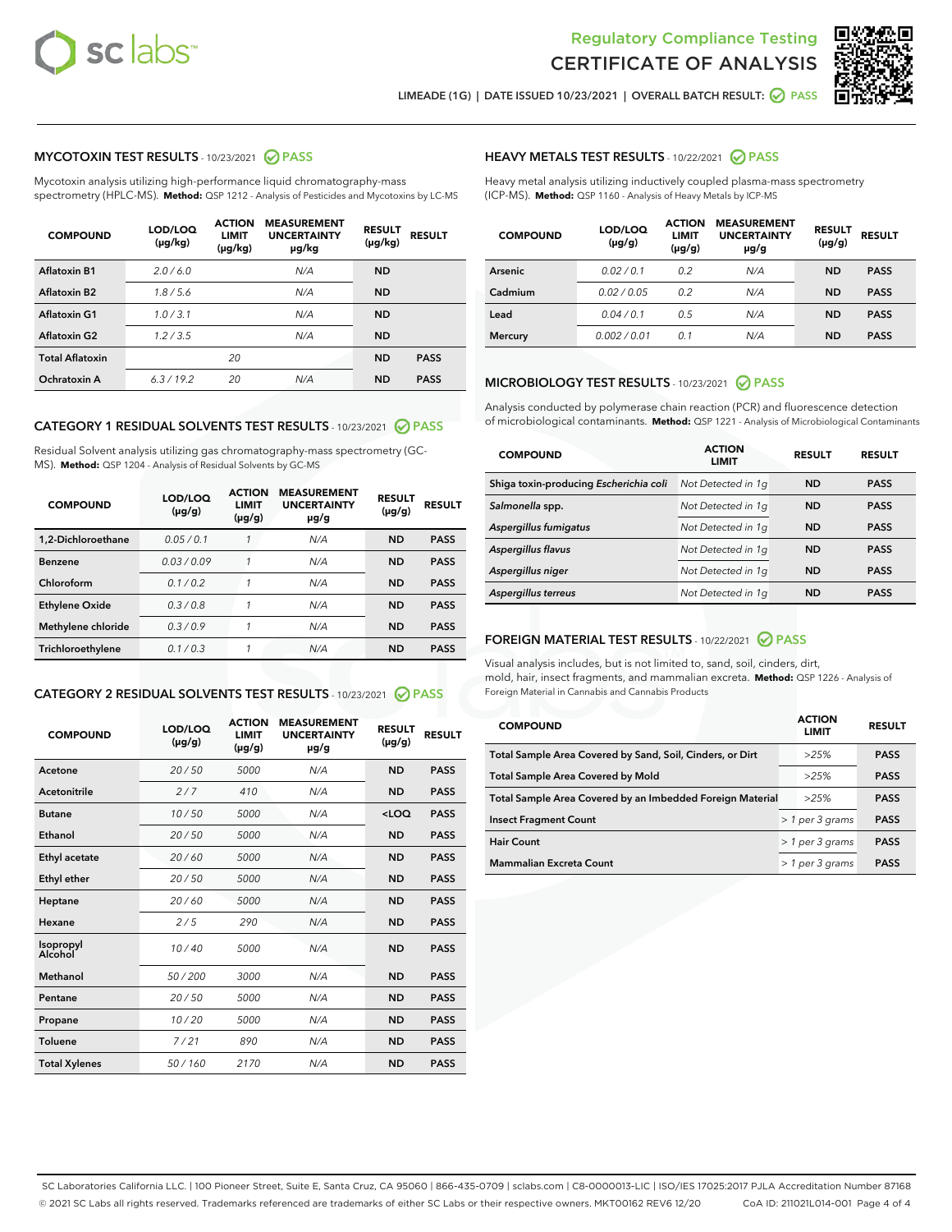Regulatory Compliance Testing
# CERTIFICATE OF ANALYSIS

LIMEADE (1G) | DATE ISSUED 10/23/2021 | OVERALL BATCH RESULT: PASS

## MYCOTOXIN TEST RESULTS - 10/23/2021 PASS

Mycotoxin analysis utilizing high-performance liquid chromatography-mass spectrometry (HPLC-MS). **Method:** QSP 1212 - Analysis of Pesticides and Mycotoxins by LC-MS

| COMPOUND | LOD/LOQ (µg/kg) | ACTION LIMIT (µg/kg) | MEASUREMENT UNCERTAINTY µg/kg | RESULT (µg/kg) | RESULT |
|---|---|---|---|---|---|
| Aflatoxin B1 | 2.0 / 6.0 | | N/A | ND | |
| Aflatoxin B2 | 1.8 / 5.6 | | N/A | ND | |
| Aflatoxin G1 | 1.0 / 3.1 | | N/A | ND | |
| Aflatoxin G2 | 1.2 / 3.5 | | N/A | ND | |
| Total Aflatoxin | | 20 | | ND | PASS |
| Ochratoxin A | 6.3 / 19.2 | 20 | N/A | ND | PASS |

## CATEGORY 1 RESIDUAL SOLVENTS TEST RESULTS - 10/23/2021 PASS

Residual Solvent analysis utilizing gas chromatography-mass spectrometry (GC-MS). **Method:** QSP 1204 - Analysis of Residual Solvents by GC-MS

| COMPOUND | LOD/LOQ (µg/g) | ACTION LIMIT (µg/g) | MEASUREMENT UNCERTAINTY µg/g | RESULT (µg/g) | RESULT |
|---|---|---|---|---|---|
| 1,2-Dichloroethane | 0.05 / 0.1 | 1 | N/A | ND | PASS |
| Benzene | 0.03 / 0.09 | 1 | N/A | ND | PASS |
| Chloroform | 0.1 / 0.2 | 1 | N/A | ND | PASS |
| Ethylene Oxide | 0.3 / 0.8 | 1 | N/A | ND | PASS |
| Methylene chloride | 0.3 / 0.9 | 1 | N/A | ND | PASS |
| Trichloroethylene | 0.1 / 0.3 | 1 | N/A | ND | PASS |

## CATEGORY 2 RESIDUAL SOLVENTS TEST RESULTS - 10/23/2021 PASS

| COMPOUND | LOD/LOQ (µg/g) | ACTION LIMIT (µg/g) | MEASUREMENT UNCERTAINTY µg/g | RESULT (µg/g) | RESULT |
|---|---|---|---|---|---|
| Acetone | 20 / 50 | 5000 | N/A | ND | PASS |
| Acetonitrile | 2 / 7 | 410 | N/A | ND | PASS |
| Butane | 10 / 50 | 5000 | N/A | <LOQ | PASS |
| Ethanol | 20 / 50 | 5000 | N/A | ND | PASS |
| Ethyl acetate | 20 / 60 | 5000 | N/A | ND | PASS |
| Ethyl ether | 20 / 50 | 5000 | N/A | ND | PASS |
| Heptane | 20 / 60 | 5000 | N/A | ND | PASS |
| Hexane | 2 / 5 | 290 | N/A | ND | PASS |
| Isopropyl Alcohol | 10 / 40 | 5000 | N/A | ND | PASS |
| Methanol | 50 / 200 | 3000 | N/A | ND | PASS |
| Pentane | 20 / 50 | 5000 | N/A | ND | PASS |
| Propane | 10 / 20 | 5000 | N/A | ND | PASS |
| Toluene | 7 / 21 | 890 | N/A | ND | PASS |
| Total Xylenes | 50 / 160 | 2170 | N/A | ND | PASS |

## HEAVY METALS TEST RESULTS - 10/22/2021 PASS

Heavy metal analysis utilizing inductively coupled plasma-mass spectrometry (ICP-MS). **Method:** QSP 1160 - Analysis of Heavy Metals by ICP-MS

| COMPOUND | LOD/LOQ (µg/g) | ACTION LIMIT (µg/g) | MEASUREMENT UNCERTAINTY µg/g | RESULT (µg/g) | RESULT |
|---|---|---|---|---|---|
| Arsenic | 0.02 / 0.1 | 0.2 | N/A | ND | PASS |
| Cadmium | 0.02 / 0.05 | 0.2 | N/A | ND | PASS |
| Lead | 0.04 / 0.1 | 0.5 | N/A | ND | PASS |
| Mercury | 0.002 / 0.01 | 0.1 | N/A | ND | PASS |

## MICROBIOLOGY TEST RESULTS - 10/23/2021 PASS

Analysis conducted by polymerase chain reaction (PCR) and fluorescence detection of microbiological contaminants. **Method:** QSP 1221 - Analysis of Microbiological Contaminants

| COMPOUND | ACTION LIMIT | RESULT | RESULT |
|---|---|---|---|
| Shiga toxin-producing *Escherichia coli* | Not Detected in 1g | ND | PASS |
| *Salmonella* spp. | Not Detected in 1g | ND | PASS |
| *Aspergillus fumigatus* | Not Detected in 1g | ND | PASS |
| *Aspergillus flavus* | Not Detected in 1g | ND | PASS |
| *Aspergillus niger* | Not Detected in 1g | ND | PASS |
| *Aspergillus terreus* | Not Detected in 1g | ND | PASS |

## FOREIGN MATERIAL TEST RESULTS - 10/22/2021 PASS

Visual analysis includes, but is not limited to, sand, soil, cinders, dirt, mold, hair, insect fragments, and mammalian excreta. **Method:** QSP 1226 - Analysis of Foreign Material in Cannabis and Cannabis Products

| COMPOUND | ACTION LIMIT | RESULT |
|---|---|---|
| Total Sample Area Covered by Sand, Soil, Cinders, or Dirt | >25% | PASS |
| Total Sample Area Covered by Mold | >25% | PASS |
| Total Sample Area Covered by an Imbedded Foreign Material | >25% | PASS |
| Insect Fragment Count | > 1 per 3 grams | PASS |
| Hair Count | > 1 per 3 grams | PASS |
| Mammalian Excreta Count | > 1 per 3 grams | PASS |

SC Laboratories California LLC. | 100 Pioneer Street, Suite E, Santa Cruz, CA 95060 | 866-435-0709 | sclabs.com | C8-0000013-LIC | ISO/IES 17025:2017 PJLA Accreditation Number 87168
© 2021 SC Labs all rights reserved. Trademarks referenced are trademarks of either SC Labs or their respective owners. MKT00162 REV6 12/20 CoA ID: 211021L014-001